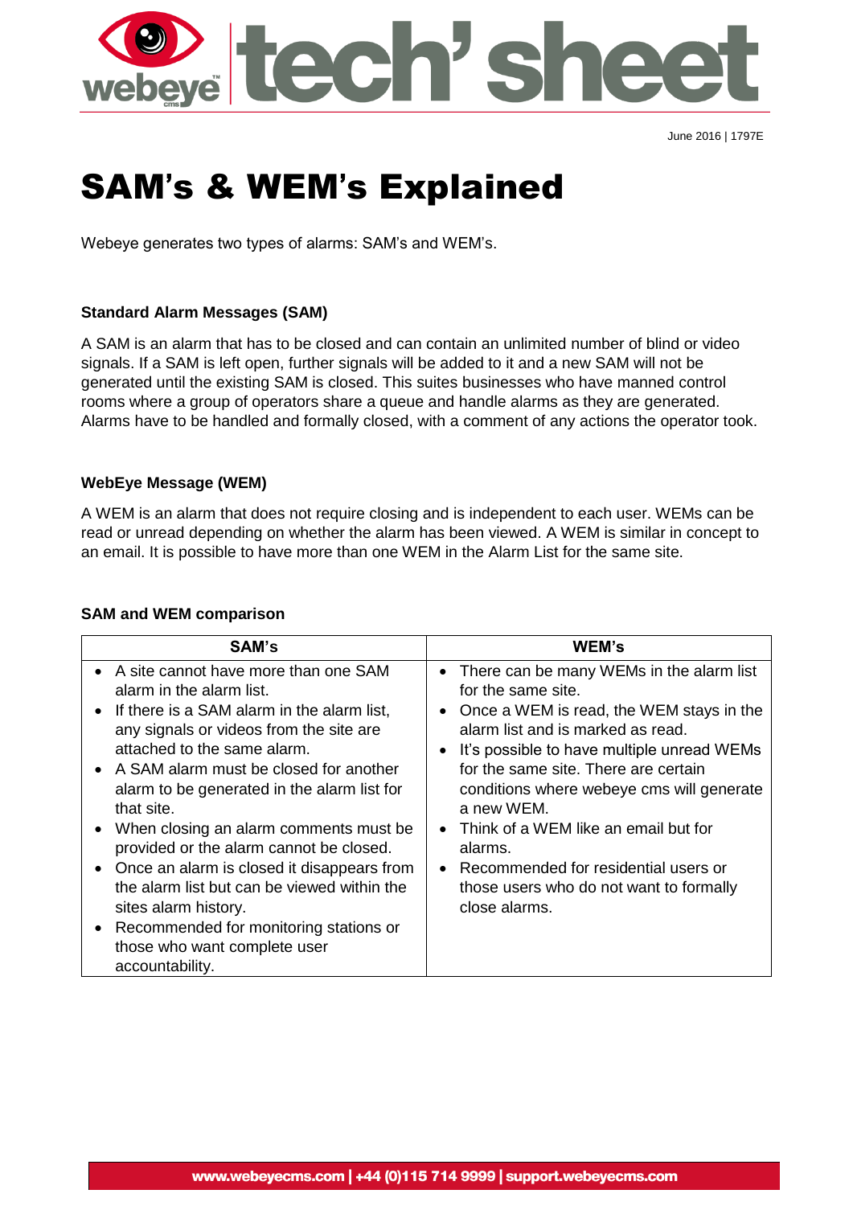June 2016 | 1797E

# SAM's & WEM's Explained

Webeye generates two types of alarms: SAM's and WEM's.

### Standard Alarm Messages (SAM)

A SAM is an alarm that has to be closed and can contain an unlimited number of blind or video signals. If a SAM is left open, further signals will be added to it and a new SAM will not be generated until the existing SAM is closed. This suites businesses who have manned control rooms where a group of operators share a queue and handle alarms as they are generated. Alarms have to be handled and formally closed, with a comment of any actions the operator took.

### WebEye Message (WEM)

A WEM is an alarm that does not require closing and is independent to each user. WEMs can be read or unread depending on whether the alarm has been viewed. A WEM is similar in concept to an email. It is possible to have more than one WEM in the Alarm List for the same site.

### SAM and WEM comparison

| SAM's | WEM's |
|---|---|
| • A site cannot have more than one SAM alarm in the alarm list.<br>• If there is a SAM alarm in the alarm list, any signals or videos from the site are attached to the same alarm.<br>• A SAM alarm must be closed for another alarm to be generated in the alarm list for that site.<br>• When closing an alarm comments must be provided or the alarm cannot be closed.<br>• Once an alarm is closed it disappears from the alarm list but can be viewed within the sites alarm history.<br>• Recommended for monitoring stations or those who want complete user accountability. | • There can be many WEMs in the alarm list for the same site.<br>• Once a WEM is read, the WEM stays in the alarm list and is marked as read.<br>• It's possible to have multiple unread WEMs for the same site. There are certain conditions where webeye cms will generate a new WEM.<br>• Think of a WEM like an email but for alarms.<br>• Recommended for residential users or those users who do not want to formally close alarms. |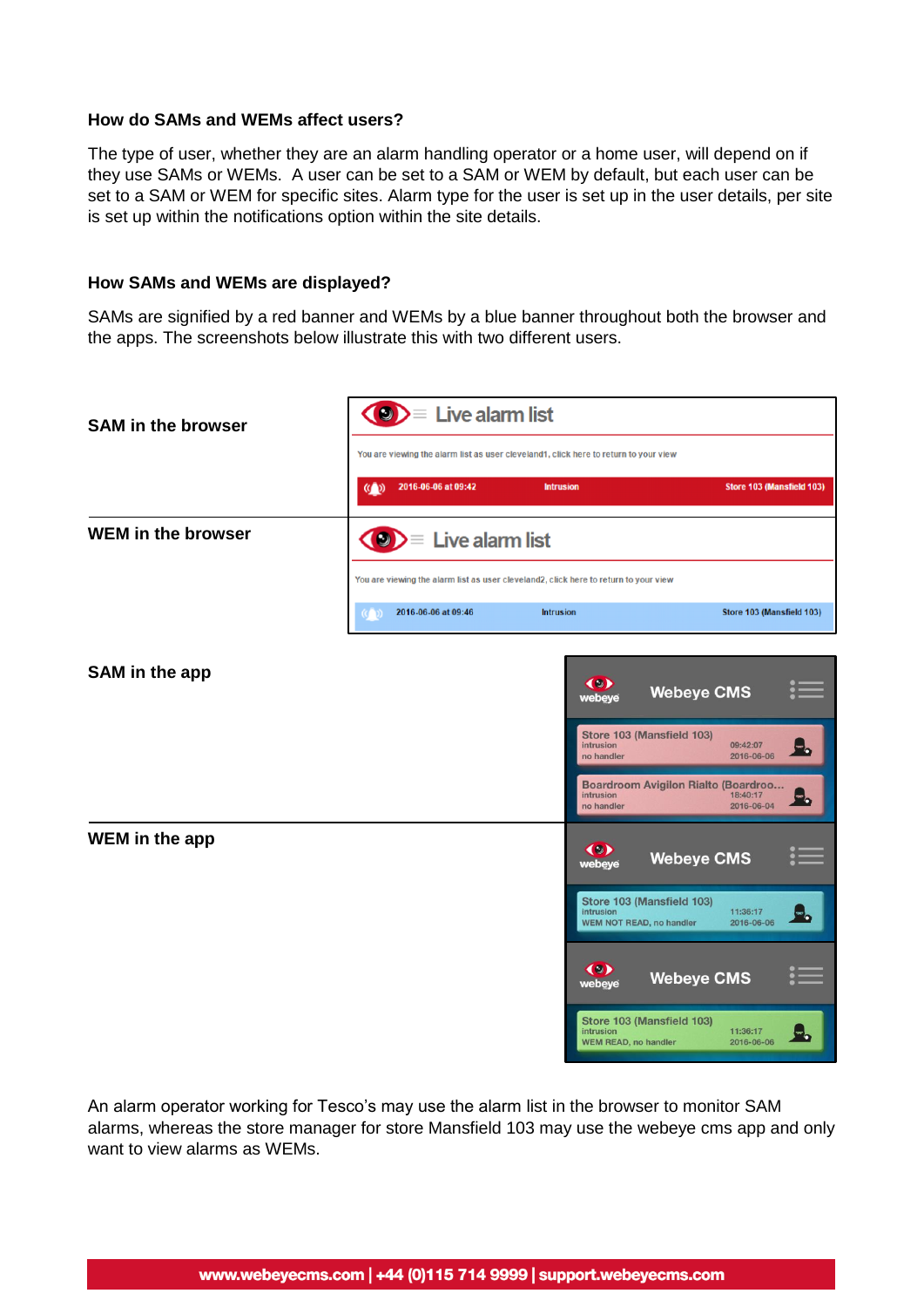**How do SAMs and WEMs affect users?**

The type of user, whether they are an alarm handling operator or a home user, will depend on if they use SAMs or WEMs. A user can be set to a SAM or WEM by default, but each user can be set to a SAM or WEM for specific sites. Alarm type for the user is set up in the user details, per site is set up within the notifications option within the site details.

**How SAMs and WEMs are displayed?**

SAMs are signified by a red banner and WEMs by a blue banner throughout both the browser and the apps. The screenshots below illustrate this with two different users.

**SAM in the browser**

Live alarm list

You are viewing the alarm list as user cleveland1, click here to return to your view

2016-06-06 at 09:42 Intrusion Store 103 (Mansfield 103)

**WEM in the browser**

Live alarm list

You are viewing the alarm list as user cleveland2, click here to return to your view

2016-06-06 at 09:46 Intrusion Store 103 (Mansfield 103)

**SAM in the app**

Webeye CMS

Store 103 (Mansfield 103)
intrusion
no handler
09:42:07
2016-06-06

Boardroom Avigilon Rialto (Boardroo...
intrusion
no handler
18:40:17
2016-06-04

**WEM in the app**

Webeye CMS

Store 103 (Mansfield 103)
intrusion
WEM NOT READ, no handler
11:36:17
2016-06-06

Webeye CMS

Store 103 (Mansfield 103)
intrusion
WEM READ, no handler
11:36:17
2016-06-06

An alarm operator working for Tesco's may use the alarm list in the browser to monitor SAM alarms, whereas the store manager for store Mansfield 103 may use the webeye cms app and only want to view alarms as WEMs.